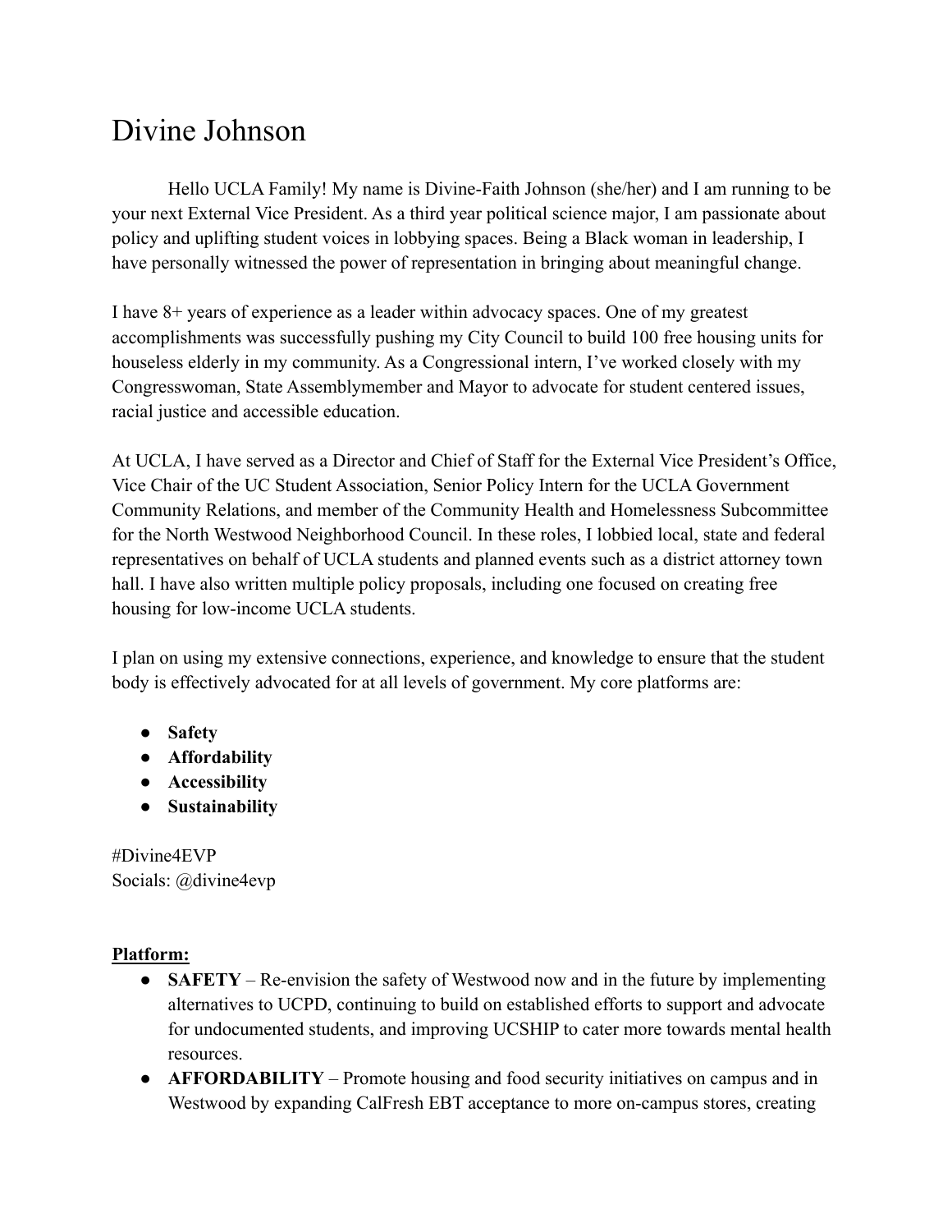# Divine Johnson

Hello UCLA Family! My name is Divine-Faith Johnson (she/her) and I am running to be your next External Vice President. As a third year political science major, I am passionate about policy and uplifting student voices in lobbying spaces. Being a Black woman in leadership, I have personally witnessed the power of representation in bringing about meaningful change.

I have 8+ years of experience as a leader within advocacy spaces. One of my greatest accomplishments was successfully pushing my City Council to build 100 free housing units for houseless elderly in my community. As a Congressional intern, I've worked closely with my Congresswoman, State Assemblymember and Mayor to advocate for student centered issues, racial justice and accessible education.

At UCLA, I have served as a Director and Chief of Staff for the External Vice President's Office, Vice Chair of the UC Student Association, Senior Policy Intern for the UCLA Government Community Relations, and member of the Community Health and Homelessness Subcommittee for the North Westwood Neighborhood Council. In these roles, I lobbied local, state and federal representatives on behalf of UCLA students and planned events such as a district attorney town hall. I have also written multiple policy proposals, including one focused on creating free housing for low-income UCLA students.

I plan on using my extensive connections, experience, and knowledge to ensure that the student body is effectively advocated for at all levels of government. My core platforms are:

- **Safety**
- **Affordability**
- **Accessibility**
- **Sustainability**

#Divine4EVP
Socials: @divine4evp

**Platform:**

- **SAFETY** – Re-envision the safety of Westwood now and in the future by implementing alternatives to UCPD, continuing to build on established efforts to support and advocate for undocumented students, and improving UCSHIP to cater more towards mental health resources.
- **AFFORDABILITY** – Promote housing and food security initiatives on campus and in Westwood by expanding CalFresh EBT acceptance to more on-campus stores, creating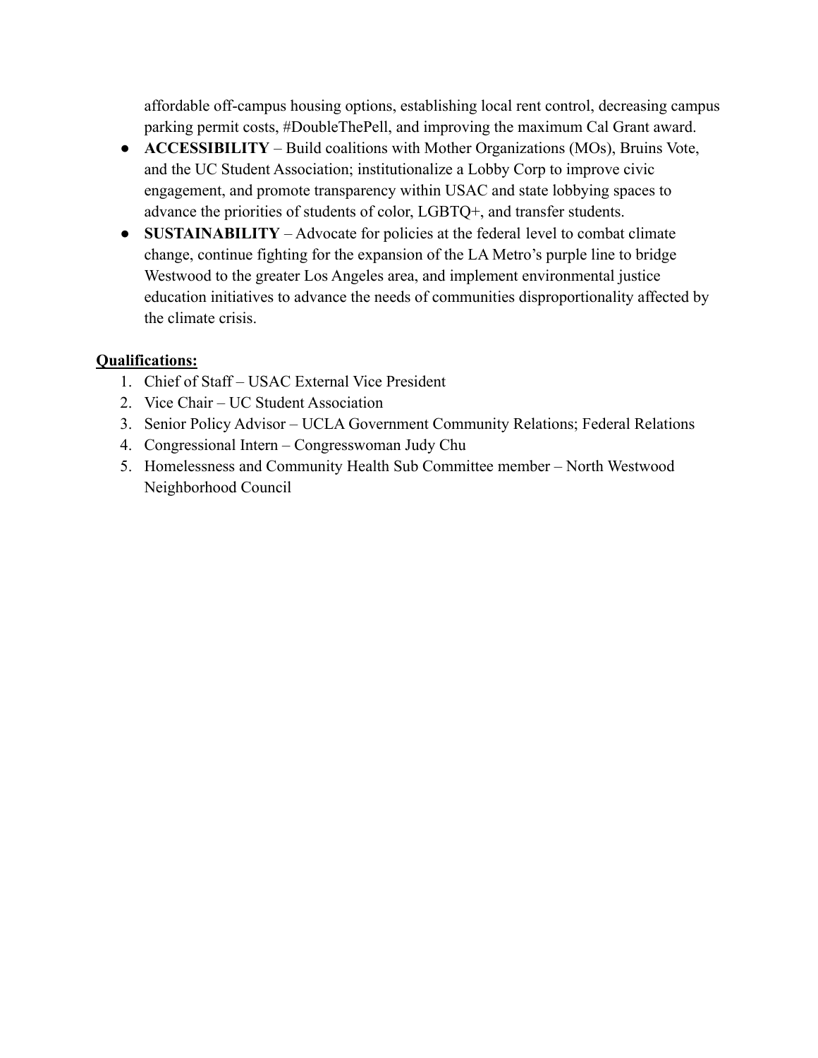affordable off-campus housing options, establishing local rent control, decreasing campus parking permit costs, #DoubleThePell, and improving the maximum Cal Grant award.

- **ACCESSIBILITY** – Build coalitions with Mother Organizations (MOs), Bruins Vote, and the UC Student Association; institutionalize a Lobby Corp to improve civic engagement, and promote transparency within USAC and state lobbying spaces to advance the priorities of students of color, LGBTQ+, and transfer students.
- **SUSTAINABILITY** – Advocate for policies at the federal level to combat climate change, continue fighting for the expansion of the LA Metro's purple line to bridge Westwood to the greater Los Angeles area, and implement environmental justice education initiatives to advance the needs of communities disproportionality affected by the climate crisis.

**Qualifications:**

1. Chief of Staff – USAC External Vice President
2. Vice Chair – UC Student Association
3. Senior Policy Advisor – UCLA Government Community Relations; Federal Relations
4. Congressional Intern – Congresswoman Judy Chu
5. Homelessness and Community Health Sub Committee member – North Westwood Neighborhood Council